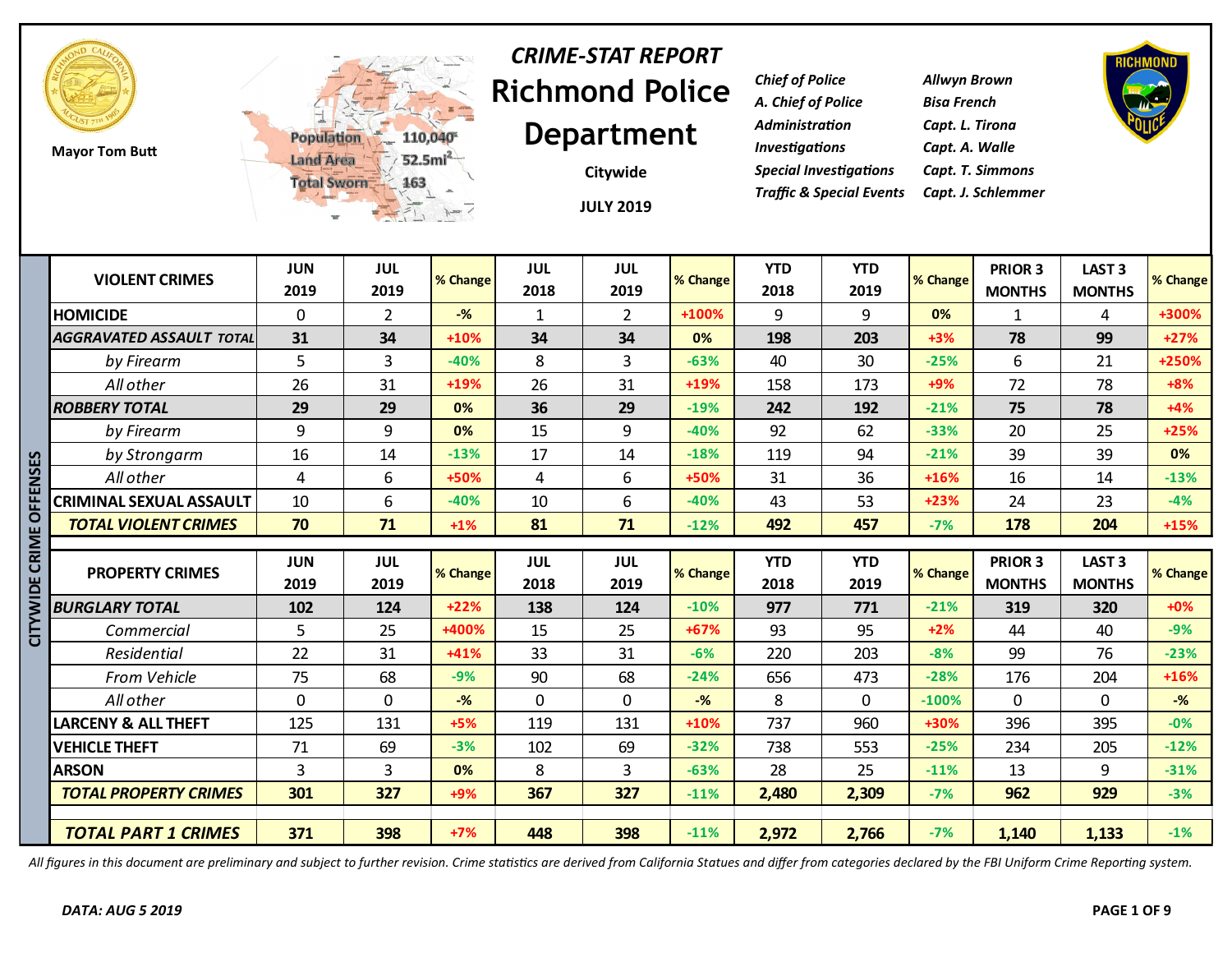Mayor Tom Butt

Population 110,040
Land Area 52.5mi²
Total Sworn 163

# *CRIME-STAT REPORT*
# Richmond Police Department

**Citywide**

**JULY 2019**

| | |
|---|---|
| *Chief of Police* | *Allwyn Brown* |
| *A. Chief of Police* | *Bisa French* |
| *Administration* | *Capt. L. Tirona* |
| *Investigations* | *Capt. A. Walle* |
| *Special Investigations* | *Capt. T. Simmons* |
| *Traffic & Special Events* | *Capt. J. Schlemmer* |

## CITYWIDE CRIME OFFENSES

| VIOLENT CRIMES | JUN 2019 | JUL 2019 | % Change | JUL 2018 | JUL 2019 | % Change | YTD 2018 | YTD 2019 | % Change | PRIOR 3 MONTHS | LAST 3 MONTHS | % Change |
|---|---|---|---|---|---|---|---|---|---|---|---|---|
| HOMICIDE | 0 | 2 | -% | 1 | 2 | +100% | 9 | 9 | 0% | 1 | 4 | +300% |
| ***AGGRAVATED ASSAULT TOTAL*** | **31** | **34** | +10% | **34** | **34** | 0% | **198** | **203** | +3% | **78** | **99** | +27% |
| *by Firearm* | 5 | 3 | -40% | 8 | 3 | -63% | 40 | 30 | -25% | 6 | 21 | +250% |
| *All other* | 26 | 31 | +19% | 26 | 31 | +19% | 158 | 173 | +9% | 72 | 78 | +8% |
| ***ROBBERY TOTAL*** | **29** | **29** | 0% | **36** | **29** | -19% | **242** | **192** | -21% | **75** | **78** | +4% |
| *by Firearm* | 9 | 9 | 0% | 15 | 9 | -40% | 92 | 62 | -33% | 20 | 25 | +25% |
| *by Strongarm* | 16 | 14 | -13% | 17 | 14 | -18% | 119 | 94 | -21% | 39 | 39 | 0% |
| *All other* | 4 | 6 | +50% | 4 | 6 | +50% | 31 | 36 | +16% | 16 | 14 | -13% |
| CRIMINAL SEXUAL ASSAULT | 10 | 6 | -40% | 10 | 6 | -40% | 43 | 53 | +23% | 24 | 23 | -4% |
| ***TOTAL VIOLENT CRIMES*** | **70** | **71** | +1% | **81** | **71** | -12% | **492** | **457** | -7% | **178** | **204** | +15% |

| PROPERTY CRIMES | JUN 2019 | JUL 2019 | % Change | JUL 2018 | JUL 2019 | % Change | YTD 2018 | YTD 2019 | % Change | PRIOR 3 MONTHS | LAST 3 MONTHS | % Change |
|---|---|---|---|---|---|---|---|---|---|---|---|---|
| ***BURGLARY TOTAL*** | **102** | **124** | +22% | **138** | **124** | -10% | **977** | **771** | -21% | **319** | **320** | +0% |
| *Commercial* | 5 | 25 | +400% | 15 | 25 | +67% | 93 | 95 | +2% | 44 | 40 | -9% |
| *Residential* | 22 | 31 | +41% | 33 | 31 | -6% | 220 | 203 | -8% | 99 | 76 | -23% |
| *From Vehicle* | 75 | 68 | -9% | 90 | 68 | -24% | 656 | 473 | -28% | 176 | 204 | +16% |
| *All other* | 0 | 0 | -% | 0 | 0 | -% | 8 | 0 | -100% | 0 | 0 | -% |
| LARCENY & ALL THEFT | 125 | 131 | +5% | 119 | 131 | +10% | 737 | 960 | +30% | 396 | 395 | -0% |
| VEHICLE THEFT | 71 | 69 | -3% | 102 | 69 | -32% | 738 | 553 | -25% | 234 | 205 | -12% |
| ARSON | 3 | 3 | 0% | 8 | 3 | -63% | 28 | 25 | -11% | 13 | 9 | -31% |
| ***TOTAL PROPERTY CRIMES*** | **301** | **327** | +9% | **367** | **327** | -11% | **2,480** | **2,309** | -7% | **962** | **929** | -3% |
| ***TOTAL PART 1 CRIMES*** | **371** | **398** | +7% | **448** | **398** | -11% | **2,972** | **2,766** | -7% | **1,140** | **1,133** | -1% |

*All figures in this document are preliminary and subject to further revision. Crime statistics are derived from California Statues and differ from categories declared by the FBI Uniform Crime Reporting system.*

***DATA: AUG 5 2019***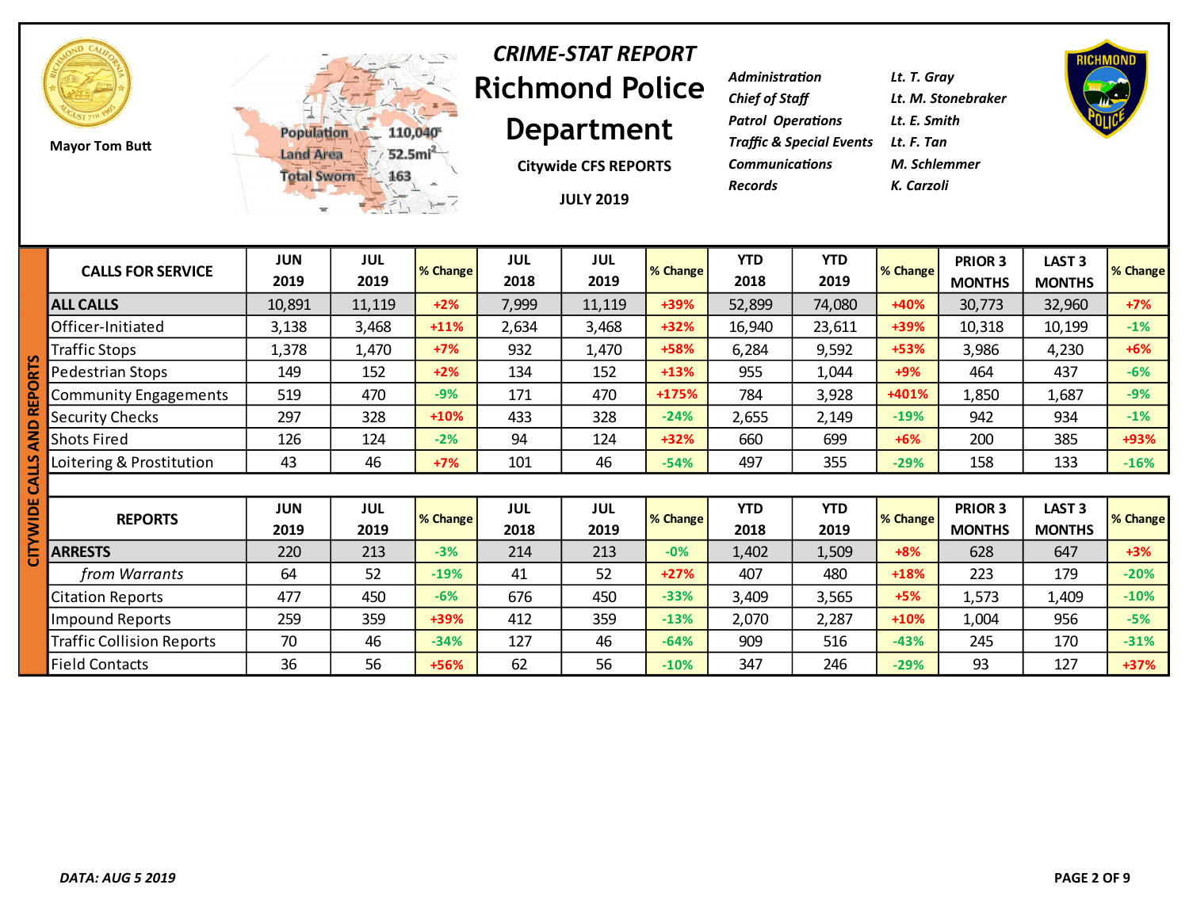Mayor Tom Butt

Population 110,040
Land Area 52.5mi²
Total Sworn 163

# *CRIME-STAT REPORT*

# Richmond Police Department

**Citywide CFS REPORTS**

**JULY 2019**

| | |
|---|---|
| *Administration* | *Lt. T. Gray* |
| *Chief of Staff* | *Lt. M. Stonebraker* |
| *Patrol Operations* | *Lt. E. Smith* |
| *Traffic & Special Events* | *Lt. F. Tan* |
| *Communications* | *M. Schlemmer* |
| *Records* | *K. Carzoli* |

## CITYWIDE CALLS AND REPORTS

| CALLS FOR SERVICE | JUN 2019 | JUL 2019 | % Change | JUL 2018 | JUL 2019 | % Change | YTD 2018 | YTD 2019 | % Change | PRIOR 3 MONTHS | LAST 3 MONTHS | % Change |
|---|---|---|---|---|---|---|---|---|---|---|---|---|
| **ALL CALLS** | 10,891 | 11,119 | +2% | 7,999 | 11,119 | +39% | 52,899 | 74,080 | +40% | 30,773 | 32,960 | +7% |
| Officer-Initiated | 3,138 | 3,468 | +11% | 2,634 | 3,468 | +32% | 16,940 | 23,611 | +39% | 10,318 | 10,199 | -1% |
| Traffic Stops | 1,378 | 1,470 | +7% | 932 | 1,470 | +58% | 6,284 | 9,592 | +53% | 3,986 | 4,230 | +6% |
| Pedestrian Stops | 149 | 152 | +2% | 134 | 152 | +13% | 955 | 1,044 | +9% | 464 | 437 | -6% |
| Community Engagements | 519 | 470 | -9% | 171 | 470 | +175% | 784 | 3,928 | +401% | 1,850 | 1,687 | -9% |
| Security Checks | 297 | 328 | +10% | 433 | 328 | -24% | 2,655 | 2,149 | -19% | 942 | 934 | -1% |
| Shots Fired | 126 | 124 | -2% | 94 | 124 | +32% | 660 | 699 | +6% | 200 | 385 | +93% |
| Loitering & Prostitution | 43 | 46 | +7% | 101 | 46 | -54% | 497 | 355 | -29% | 158 | 133 | -16% |

| REPORTS | JUN 2019 | JUL 2019 | % Change | JUL 2018 | JUL 2019 | % Change | YTD 2018 | YTD 2019 | % Change | PRIOR 3 MONTHS | LAST 3 MONTHS | % Change |
|---|---|---|---|---|---|---|---|---|---|---|---|---|
| **ARRESTS** | 220 | 213 | -3% | 214 | 213 | -0% | 1,402 | 1,509 | +8% | 628 | 647 | +3% |
| *from Warrants* | 64 | 52 | -19% | 41 | 52 | +27% | 407 | 480 | +18% | 223 | 179 | -20% |
| Citation Reports | 477 | 450 | -6% | 676 | 450 | -33% | 3,409 | 3,565 | +5% | 1,573 | 1,409 | -10% |
| Impound Reports | 259 | 359 | +39% | 412 | 359 | -13% | 2,070 | 2,287 | +10% | 1,004 | 956 | -5% |
| Traffic Collision Reports | 70 | 46 | -34% | 127 | 46 | -64% | 909 | 516 | -43% | 245 | 170 | -31% |
| Field Contacts | 36 | 56 | +56% | 62 | 56 | -10% | 347 | 246 | -29% | 93 | 127 | +37% |

*DATA: AUG 5 2019*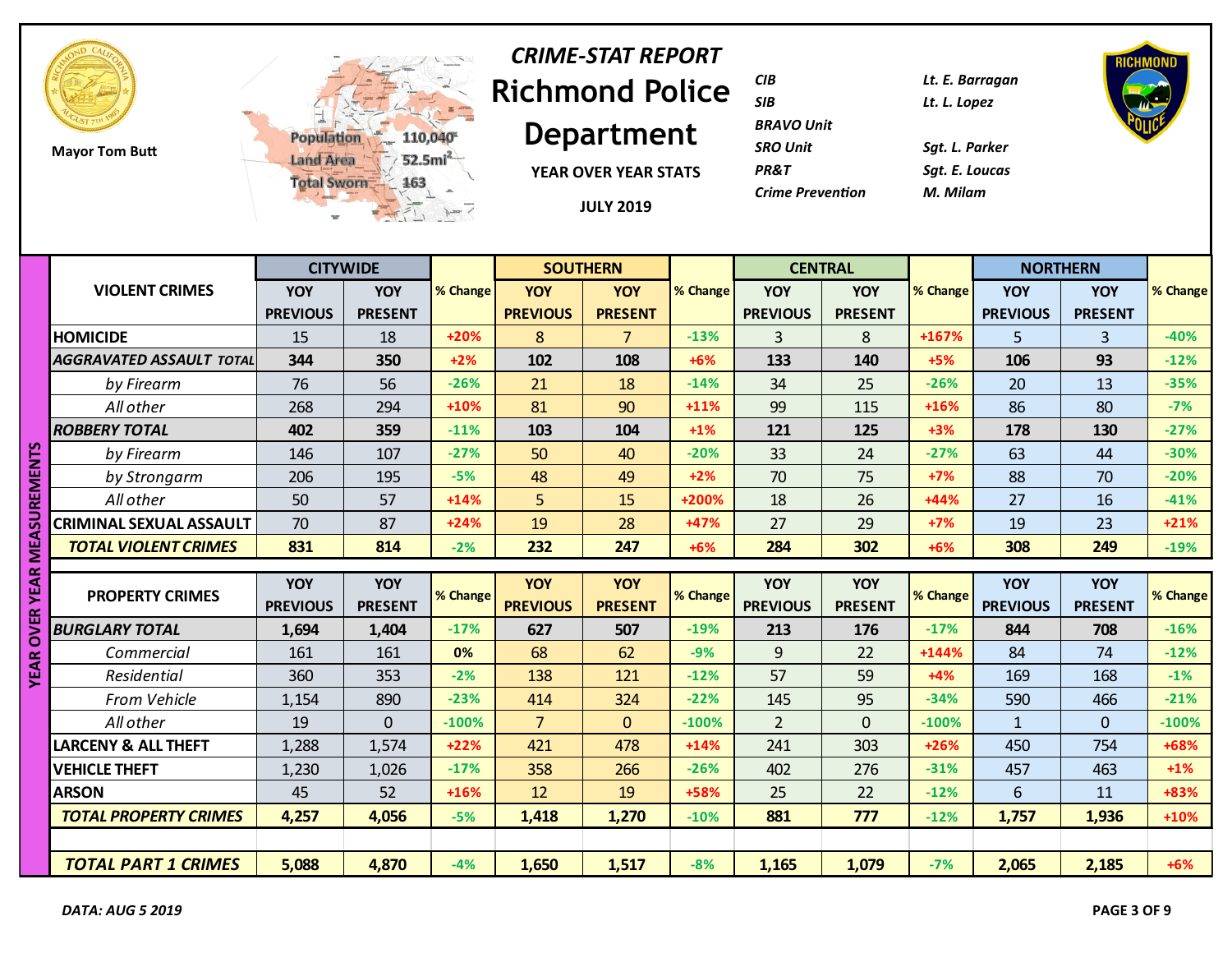Mayor Tom Butt

Population 110,040
Land Area 52.5mi[2]
Total Sworn 163

# *CRIME-STAT REPORT*

# Richmond Police Department

**YEAR OVER YEAR STATS**

**JULY 2019**

| | |
|---|---|
| *CIB* | *Lt. E. Barragan* |
| *SIB* | *Lt. L. Lopez* |
| *BRAVO Unit* | |
| *SRO Unit* | *Sgt. L. Parker* |
| *PR&T* | *Sgt. E. Loucas* |
| *Crime Prevention* | *M. Milam* |

**YEAR OVER YEAR MEASUREMENTS**

| VIOLENT CRIMES | CITYWIDE | | | SOUTHERN | | | CENTRAL | | | NORTHERN | | |
|---|---|---|---|---|---|---|---|---|---|---|---|---|
| | YOY PREVIOUS | YOY PRESENT | % Change | YOY PREVIOUS | YOY PRESENT | % Change | YOY PREVIOUS | YOY PRESENT | % Change | YOY PREVIOUS | YOY PRESENT | % Change |
| **HOMICIDE** | 15 | 18 | +20% | 8 | 7 | -13% | 3 | 8 | +167% | 5 | 3 | -40% |
| ***AGGRAVATED ASSAULT TOTAL*** | **344** | **350** | +2% | **102** | **108** | +6% | **133** | **140** | +5% | **106** | **93** | -12% |
| *by Firearm* | 76 | 56 | -26% | 21 | 18 | -14% | 34 | 25 | -26% | 20 | 13 | -35% |
| *All other* | 268 | 294 | +10% | 81 | 90 | +11% | 99 | 115 | +16% | 86 | 80 | -7% |
| ***ROBBERY TOTAL*** | **402** | **359** | -11% | **103** | **104** | +1% | **121** | **125** | +3% | **178** | **130** | -27% |
| *by Firearm* | 146 | 107 | -27% | 50 | 40 | -20% | 33 | 24 | -27% | 63 | 44 | -30% |
| *by Strongarm* | 206 | 195 | -5% | 48 | 49 | +2% | 70 | 75 | +7% | 88 | 70 | -20% |
| *All other* | 50 | 57 | +14% | 5 | 15 | +200% | 18 | 26 | +44% | 27 | 16 | -41% |
| **CRIMINAL SEXUAL ASSAULT** | 70 | 87 | +24% | 19 | 28 | +47% | 27 | 29 | +7% | 19 | 23 | +21% |
| ***TOTAL VIOLENT CRIMES*** | **831** | **814** | -2% | **232** | **247** | +6% | **284** | **302** | +6% | **308** | **249** | -19% |

| PROPERTY CRIMES | YOY PREVIOUS | YOY PRESENT | % Change | YOY PREVIOUS | YOY PRESENT | % Change | YOY PREVIOUS | YOY PRESENT | % Change | YOY PREVIOUS | YOY PRESENT | % Change |
|---|---|---|---|---|---|---|---|---|---|---|---|---|
| ***BURGLARY TOTAL*** | **1,694** | **1,404** | -17% | **627** | **507** | -19% | **213** | **176** | -17% | **844** | **708** | -16% |
| *Commercial* | 161 | 161 | 0% | 68 | 62 | -9% | 9 | 22 | +144% | 84 | 74 | -12% |
| *Residential* | 360 | 353 | -2% | 138 | 121 | -12% | 57 | 59 | +4% | 169 | 168 | -1% |
| *From Vehicle* | 1,154 | 890 | -23% | 414 | 324 | -22% | 145 | 95 | -34% | 590 | 466 | -21% |
| *All other* | 19 | 0 | -100% | 7 | 0 | -100% | 2 | 0 | -100% | 1 | 0 | -100% |
| **LARCENY & ALL THEFT** | 1,288 | 1,574 | +22% | 421 | 478 | +14% | 241 | 303 | +26% | 450 | 754 | +68% |
| **VEHICLE THEFT** | 1,230 | 1,026 | -17% | 358 | 266 | -26% | 402 | 276 | -31% | 457 | 463 | +1% |
| **ARSON** | 45 | 52 | +16% | 12 | 19 | +58% | 25 | 22 | -12% | 6 | 11 | +83% |
| ***TOTAL PROPERTY CRIMES*** | **4,257** | **4,056** | -5% | **1,418** | **1,270** | -10% | **881** | **777** | -12% | **1,757** | **1,936** | +10% |
| | | | | | | | | | | | | |
| ***TOTAL PART 1 CRIMES*** | **5,088** | **4,870** | -4% | **1,650** | **1,517** | -8% | **1,165** | **1,079** | -7% | **2,065** | **2,185** | +6% |

***DATA: AUG 5 2019***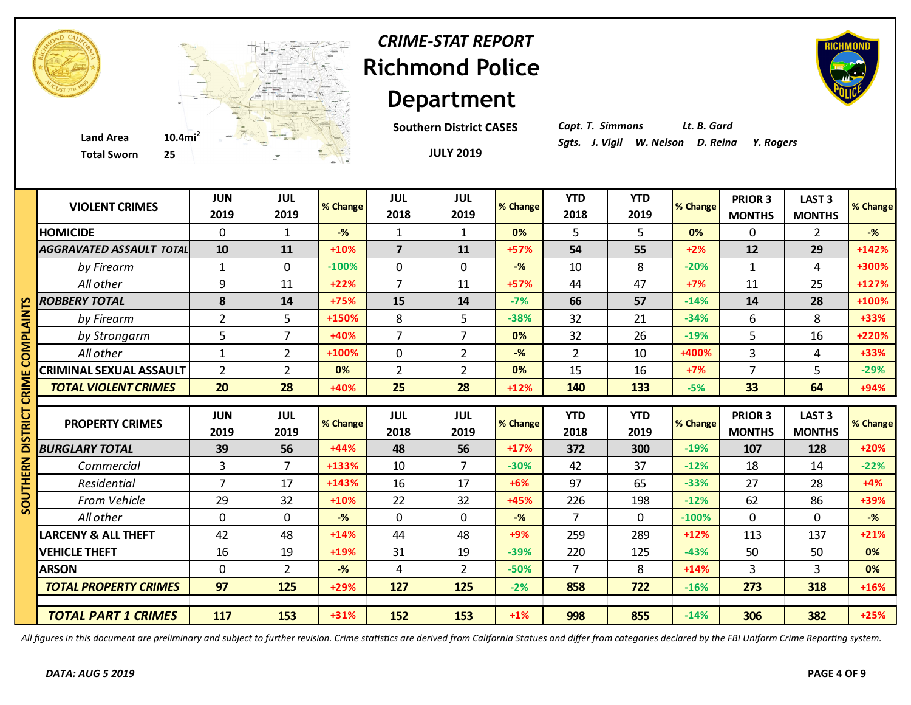# CRIME-STAT REPORT

# Richmond Police Department

**Southern District CASES**

**JULY 2019**

**Land Area** 10.4mi$^2$
**Total Sworn** 25

*Capt. T. Simmons* *Lt. B. Gard*
*Sgts. J. Vigil W. Nelson D. Reina Y. Rogers*

## SOUTHERN DISTRICT CRIME COMPLAINTS

| VIOLENT CRIMES | JUN 2019 | JUL 2019 | % Change | JUL 2018 | JUL 2019 | % Change | YTD 2018 | YTD 2019 | % Change | PRIOR 3 MONTHS | LAST 3 MONTHS | % Change |
|---|---|---|---|---|---|---|---|---|---|---|---|---|
| HOMICIDE | 0 | 1 | -% | 1 | 1 | 0% | 5 | 5 | 0% | 0 | 2 | -% |
| ***AGGRAVATED ASSAULT TOTAL*** | **10** | **11** | +10% | **7** | **11** | +57% | **54** | **55** | +2% | **12** | **29** | +142% |
| *by Firearm* | 1 | 0 | -100% | 0 | 0 | -% | 10 | 8 | -20% | 1 | 4 | +300% |
| *All other* | 9 | 11 | +22% | 7 | 11 | +57% | 44 | 47 | +7% | 11 | 25 | +127% |
| ***ROBBERY TOTAL*** | **8** | **14** | +75% | **15** | **14** | -7% | **66** | **57** | -14% | **14** | **28** | +100% |
| *by Firearm* | 2 | 5 | +150% | 8 | 5 | -38% | 32 | 21 | -34% | 6 | 8 | +33% |
| *by Strongarm* | 5 | 7 | +40% | 7 | 7 | 0% | 32 | 26 | -19% | 5 | 16 | +220% |
| *All other* | 1 | 2 | +100% | 0 | 2 | -% | 2 | 10 | +400% | 3 | 4 | +33% |
| CRIMINAL SEXUAL ASSAULT | 2 | 2 | 0% | 2 | 2 | 0% | 15 | 16 | +7% | 7 | 5 | -29% |
| ***TOTAL VIOLENT CRIMES*** | **20** | **28** | +40% | **25** | **28** | +12% | **140** | **133** | -5% | **33** | **64** | +94% |

| PROPERTY CRIMES | JUN 2019 | JUL 2019 | % Change | JUL 2018 | JUL 2019 | % Change | YTD 2018 | YTD 2019 | % Change | PRIOR 3 MONTHS | LAST 3 MONTHS | % Change |
|---|---|---|---|---|---|---|---|---|---|---|---|---|
| ***BURGLARY TOTAL*** | **39** | **56** | +44% | **48** | **56** | +17% | **372** | **300** | -19% | **107** | **128** | +20% |
| *Commercial* | 3 | 7 | +133% | 10 | 7 | -30% | 42 | 37 | -12% | 18 | 14 | -22% |
| *Residential* | 7 | 17 | +143% | 16 | 17 | +6% | 97 | 65 | -33% | 27 | 28 | +4% |
| *From Vehicle* | 29 | 32 | +10% | 22 | 32 | +45% | 226 | 198 | -12% | 62 | 86 | +39% |
| *All other* | 0 | 0 | -% | 0 | 0 | -% | 7 | 0 | -100% | 0 | 0 | -% |
| LARCENY & ALL THEFT | 42 | 48 | +14% | 44 | 48 | +9% | 259 | 289 | +12% | 113 | 137 | +21% |
| VEHICLE THEFT | 16 | 19 | +19% | 31 | 19 | -39% | 220 | 125 | -43% | 50 | 50 | 0% |
| ARSON | 0 | 2 | -% | 4 | 2 | -50% | 7 | 8 | +14% | 3 | 3 | 0% |
| ***TOTAL PROPERTY CRIMES*** | **97** | **125** | +29% | **127** | **125** | -2% | **858** | **722** | -16% | **273** | **318** | +16% |
| ***TOTAL PART 1 CRIMES*** | **117** | **153** | +31% | **152** | **153** | +1% | **998** | **855** | -14% | **306** | **382** | +25% |

*All figures in this document are preliminary and subject to further revision. Crime statistics are derived from California Statues and differ from categories declared by the FBI Uniform Crime Reporting system.*

***DATA: AUG 5 2019***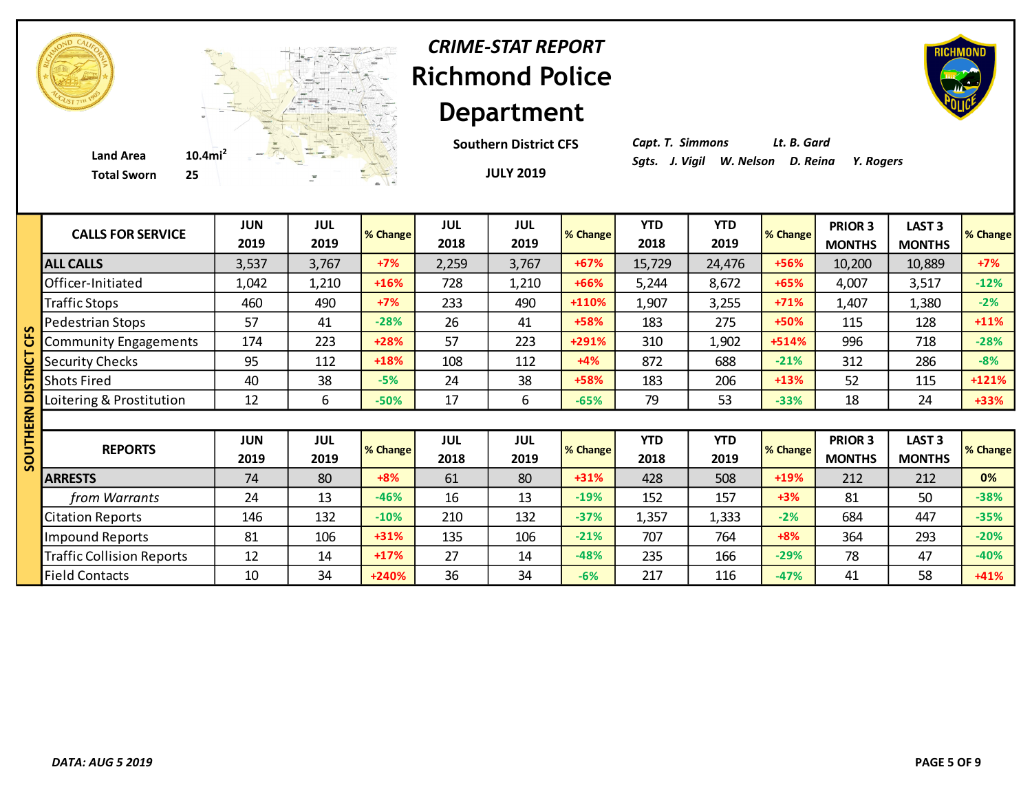# CRIME-STAT REPORT

# Richmond Police Department

**Land Area** 10.4mi$^2$

**Total Sworn** 25

**Southern District CFS**

**JULY 2019**

*Capt. T. Simmons* *Lt. B. Gard*

*Sgts. J. Vigil W. Nelson D. Reina Y. Rogers*

## SOUTHERN DISTRICT CFS

| CALLS FOR SERVICE | JUN 2019 | JUL 2019 | % Change | JUL 2018 | JUL 2019 | % Change | YTD 2018 | YTD 2019 | % Change | PRIOR 3 MONTHS | LAST 3 MONTHS | % Change |
|---|---|---|---|---|---|---|---|---|---|---|---|---|
| **ALL CALLS** | 3,537 | 3,767 | +7% | 2,259 | 3,767 | +67% | 15,729 | 24,476 | +56% | 10,200 | 10,889 | +7% |
| Officer-Initiated | 1,042 | 1,210 | +16% | 728 | 1,210 | +66% | 5,244 | 8,672 | +65% | 4,007 | 3,517 | -12% |
| Traffic Stops | 460 | 490 | +7% | 233 | 490 | +110% | 1,907 | 3,255 | +71% | 1,407 | 1,380 | -2% |
| Pedestrian Stops | 57 | 41 | -28% | 26 | 41 | +58% | 183 | 275 | +50% | 115 | 128 | +11% |
| Community Engagements | 174 | 223 | +28% | 57 | 223 | +291% | 310 | 1,902 | +514% | 996 | 718 | -28% |
| Security Checks | 95 | 112 | +18% | 108 | 112 | +4% | 872 | 688 | -21% | 312 | 286 | -8% |
| Shots Fired | 40 | 38 | -5% | 24 | 38 | +58% | 183 | 206 | +13% | 52 | 115 | +121% |
| Loitering & Prostitution | 12 | 6 | -50% | 17 | 6 | -65% | 79 | 53 | -33% | 18 | 24 | +33% |

| REPORTS | JUN 2019 | JUL 2019 | % Change | JUL 2018 | JUL 2019 | % Change | YTD 2018 | YTD 2019 | % Change | PRIOR 3 MONTHS | LAST 3 MONTHS | % Change |
|---|---|---|---|---|---|---|---|---|---|---|---|---|
| **ARRESTS** | 74 | 80 | +8% | 61 | 80 | +31% | 428 | 508 | +19% | 212 | 212 | 0% |
| *from Warrants* | 24 | 13 | -46% | 16 | 13 | -19% | 152 | 157 | +3% | 81 | 50 | -38% |
| Citation Reports | 146 | 132 | -10% | 210 | 132 | -37% | 1,357 | 1,333 | -2% | 684 | 447 | -35% |
| Impound Reports | 81 | 106 | +31% | 135 | 106 | -21% | 707 | 764 | +8% | 364 | 293 | -20% |
| Traffic Collision Reports | 12 | 14 | +17% | 27 | 14 | -48% | 235 | 166 | -29% | 78 | 47 | -40% |
| Field Contacts | 10 | 34 | +240% | 36 | 34 | -6% | 217 | 116 | -47% | 41 | 58 | +41% |

*DATA: AUG 5 2019*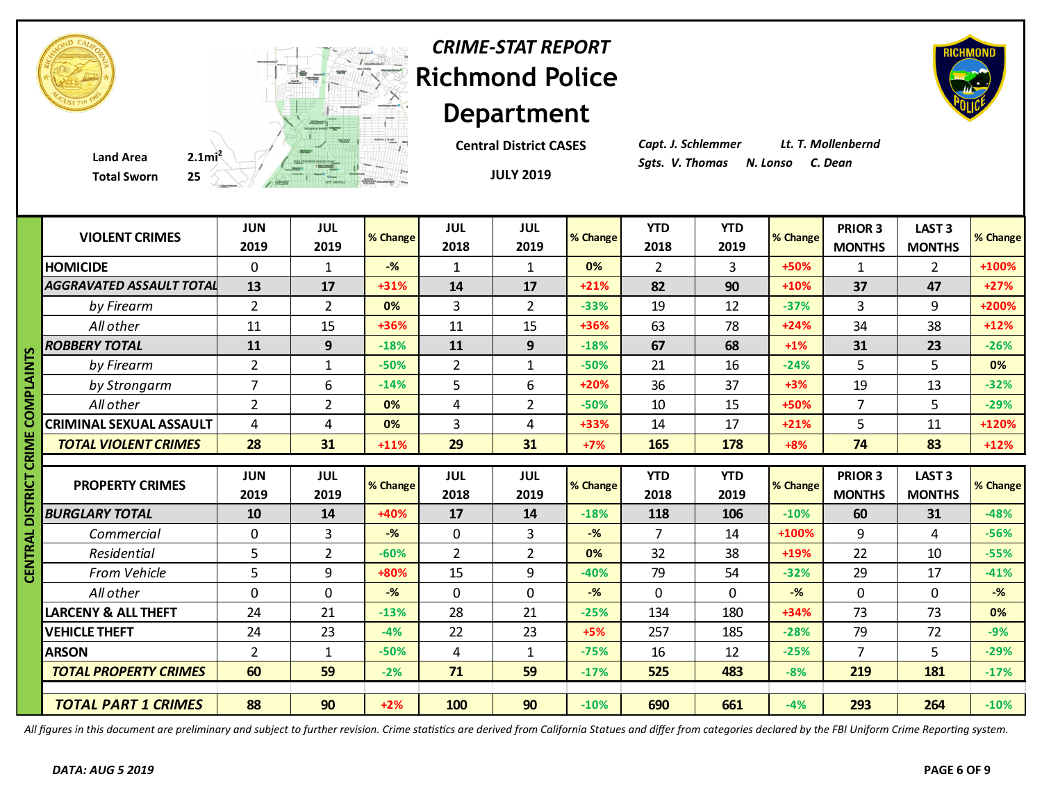# CRIME-STAT REPORT
# Richmond Police Department

Land Area 2.1mi$^2$

Total Sworn 25

**Central District CASES**

**JULY 2019**

*Capt. J. Schlemmer* *Lt. T. Mollenbernd*

*Sgts. V. Thomas* *N. Lonso* *C. Dean*

**CENTRAL DISTRICT CRIME COMPLAINTS**

| VIOLENT CRIMES | JUN 2019 | JUL 2019 | % Change | JUL 2018 | JUL 2019 | % Change | YTD 2018 | YTD 2019 | % Change | PRIOR 3 MONTHS | LAST 3 MONTHS | % Change |
|---|---|---|---|---|---|---|---|---|---|---|---|---|
| **HOMICIDE** | 0 | 1 | -% | 1 | 1 | 0% | 2 | 3 | +50% | 1 | 2 | +100% |
| ***AGGRAVATED ASSAULT TOTAL*** | **13** | **17** | +31% | **14** | **17** | +21% | **82** | **90** | +10% | **37** | **47** | +27% |
| *by Firearm* | 2 | 2 | 0% | 3 | 2 | -33% | 19 | 12 | -37% | 3 | 9 | +200% |
| *All other* | 11 | 15 | +36% | 11 | 15 | +36% | 63 | 78 | +24% | 34 | 38 | +12% |
| ***ROBBERY TOTAL*** | **11** | **9** | -18% | **11** | **9** | -18% | **67** | **68** | +1% | **31** | **23** | -26% |
| *by Firearm* | 2 | 1 | -50% | 2 | 1 | -50% | 21 | 16 | -24% | 5 | 5 | 0% |
| *by Strongarm* | 7 | 6 | -14% | 5 | 6 | +20% | 36 | 37 | +3% | 19 | 13 | -32% |
| *All other* | 2 | 2 | 0% | 4 | 2 | -50% | 10 | 15 | +50% | 7 | 5 | -29% |
| **CRIMINAL SEXUAL ASSAULT** | 4 | 4 | 0% | 3 | 4 | +33% | 14 | 17 | +21% | 5 | 11 | +120% |
| ***TOTAL VIOLENT CRIMES*** | **28** | **31** | +11% | **29** | **31** | +7% | **165** | **178** | +8% | **74** | **83** | +12% |

| PROPERTY CRIMES | JUN 2019 | JUL 2019 | % Change | JUL 2018 | JUL 2019 | % Change | YTD 2018 | YTD 2019 | % Change | PRIOR 3 MONTHS | LAST 3 MONTHS | % Change |
|---|---|---|---|---|---|---|---|---|---|---|---|---|
| ***BURGLARY TOTAL*** | **10** | **14** | +40% | **17** | **14** | -18% | **118** | **106** | -10% | **60** | **31** | -48% |
| *Commercial* | 0 | 3 | -% | 0 | 3 | -% | 7 | 14 | +100% | 9 | 4 | -56% |
| *Residential* | 5 | 2 | -60% | 2 | 2 | 0% | 32 | 38 | +19% | 22 | 10 | -55% |
| *From Vehicle* | 5 | 9 | +80% | 15 | 9 | -40% | 79 | 54 | -32% | 29 | 17 | -41% |
| *All other* | 0 | 0 | -% | 0 | 0 | -% | 0 | 0 | -% | 0 | 0 | -% |
| **LARCENY & ALL THEFT** | 24 | 21 | -13% | 28 | 21 | -25% | 134 | 180 | +34% | 73 | 73 | 0% |
| **VEHICLE THEFT** | 24 | 23 | -4% | 22 | 23 | +5% | 257 | 185 | -28% | 79 | 72 | -9% |
| **ARSON** | 2 | 1 | -50% | 4 | 1 | -75% | 16 | 12 | -25% | 7 | 5 | -29% |
| ***TOTAL PROPERTY CRIMES*** | **60** | **59** | -2% | **71** | **59** | -17% | **525** | **483** | -8% | **219** | **181** | -17% |
| ***TOTAL PART 1 CRIMES*** | **88** | **90** | +2% | **100** | **90** | -10% | **690** | **661** | -4% | **293** | **264** | -10% |

*All figures in this document are preliminary and subject to further revision. Crime statistics are derived from California Statues and differ from categories declared by the FBI Uniform Crime Reporting system.*

***DATA: AUG 5 2019***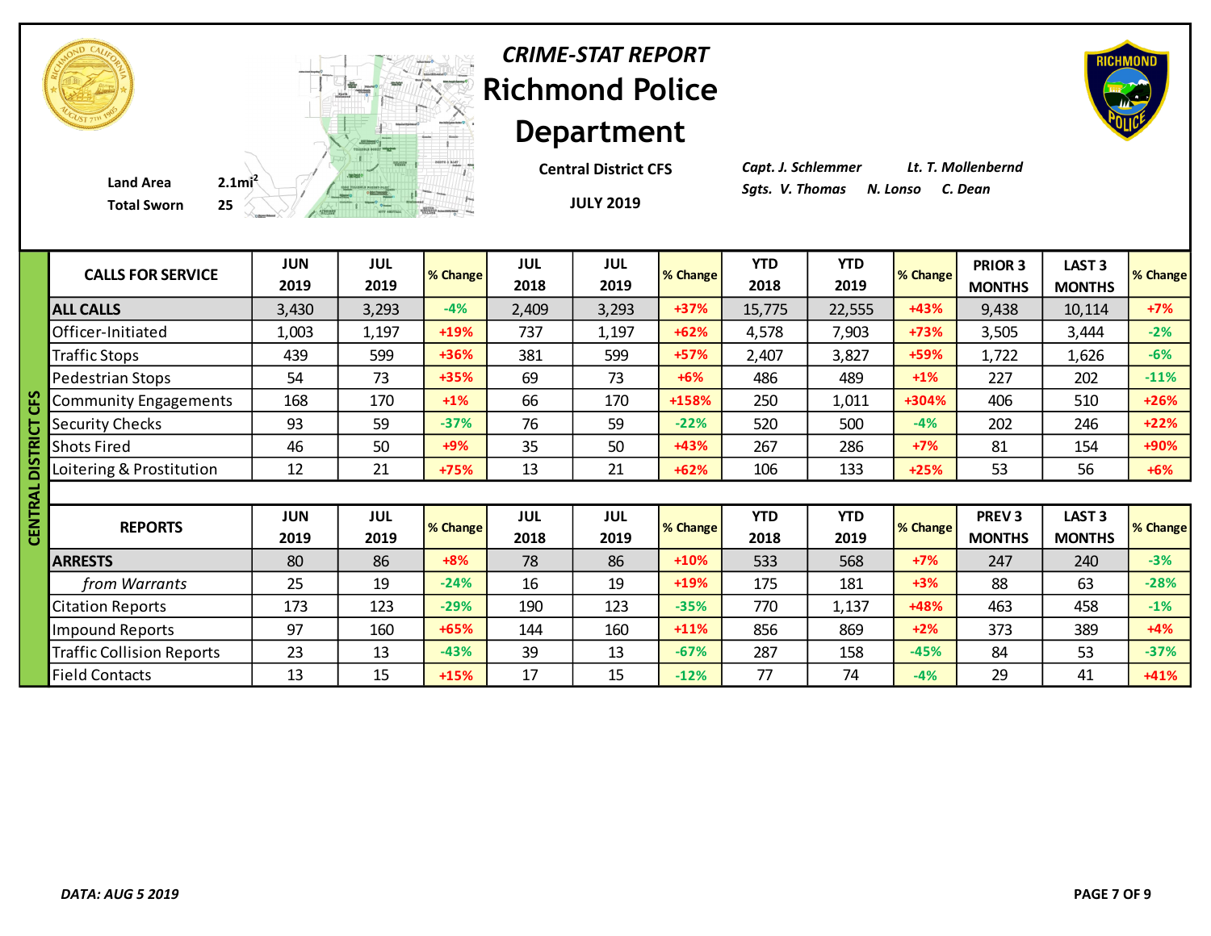# CRIME-STAT REPORT

# Richmond Police Department

**Land Area** 2.1mi²
**Total Sworn** 25

**Central District CFS**

**JULY 2019**

*Capt. J. Schlemmer* *Lt. T. Mollenbernd*
*Sgts. V. Thomas* *N. Lonso* *C. Dean*

## CENTRAL DISTRICT CFS

| CALLS FOR SERVICE | JUN 2019 | JUL 2019 | % Change | JUL 2018 | JUL 2019 | % Change | YTD 2018 | YTD 2019 | % Change | PRIOR 3 MONTHS | LAST 3 MONTHS | % Change |
|---|---|---|---|---|---|---|---|---|---|---|---|---|
| **ALL CALLS** | 3,430 | 3,293 | -4% | 2,409 | 3,293 | +37% | 15,775 | 22,555 | +43% | 9,438 | 10,114 | +7% |
| Officer-Initiated | 1,003 | 1,197 | +19% | 737 | 1,197 | +62% | 4,578 | 7,903 | +73% | 3,505 | 3,444 | -2% |
| Traffic Stops | 439 | 599 | +36% | 381 | 599 | +57% | 2,407 | 3,827 | +59% | 1,722 | 1,626 | -6% |
| Pedestrian Stops | 54 | 73 | +35% | 69 | 73 | +6% | 486 | 489 | +1% | 227 | 202 | -11% |
| Community Engagements | 168 | 170 | +1% | 66 | 170 | +158% | 250 | 1,011 | +304% | 406 | 510 | +26% |
| Security Checks | 93 | 59 | -37% | 76 | 59 | -22% | 520 | 500 | -4% | 202 | 246 | +22% |
| Shots Fired | 46 | 50 | +9% | 35 | 50 | +43% | 267 | 286 | +7% | 81 | 154 | +90% |
| Loitering & Prostitution | 12 | 21 | +75% | 13 | 21 | +62% | 106 | 133 | +25% | 53 | 56 | +6% |

| REPORTS | JUN 2019 | JUL 2019 | % Change | JUL 2018 | JUL 2019 | % Change | YTD 2018 | YTD 2019 | % Change | PREV 3 MONTHS | LAST 3 MONTHS | % Change |
|---|---|---|---|---|---|---|---|---|---|---|---|---|
| **ARRESTS** | 80 | 86 | +8% | 78 | 86 | +10% | 533 | 568 | +7% | 247 | 240 | -3% |
| *from Warrants* | 25 | 19 | -24% | 16 | 19 | +19% | 175 | 181 | +3% | 88 | 63 | -28% |
| Citation Reports | 173 | 123 | -29% | 190 | 123 | -35% | 770 | 1,137 | +48% | 463 | 458 | -1% |
| Impound Reports | 97 | 160 | +65% | 144 | 160 | +11% | 856 | 869 | +2% | 373 | 389 | +4% |
| Traffic Collision Reports | 23 | 13 | -43% | 39 | 13 | -67% | 287 | 158 | -45% | 84 | 53 | -37% |
| Field Contacts | 13 | 15 | +15% | 17 | 15 | -12% | 77 | 74 | -4% | 29 | 41 | +41% |

*DATA: AUG 5 2019*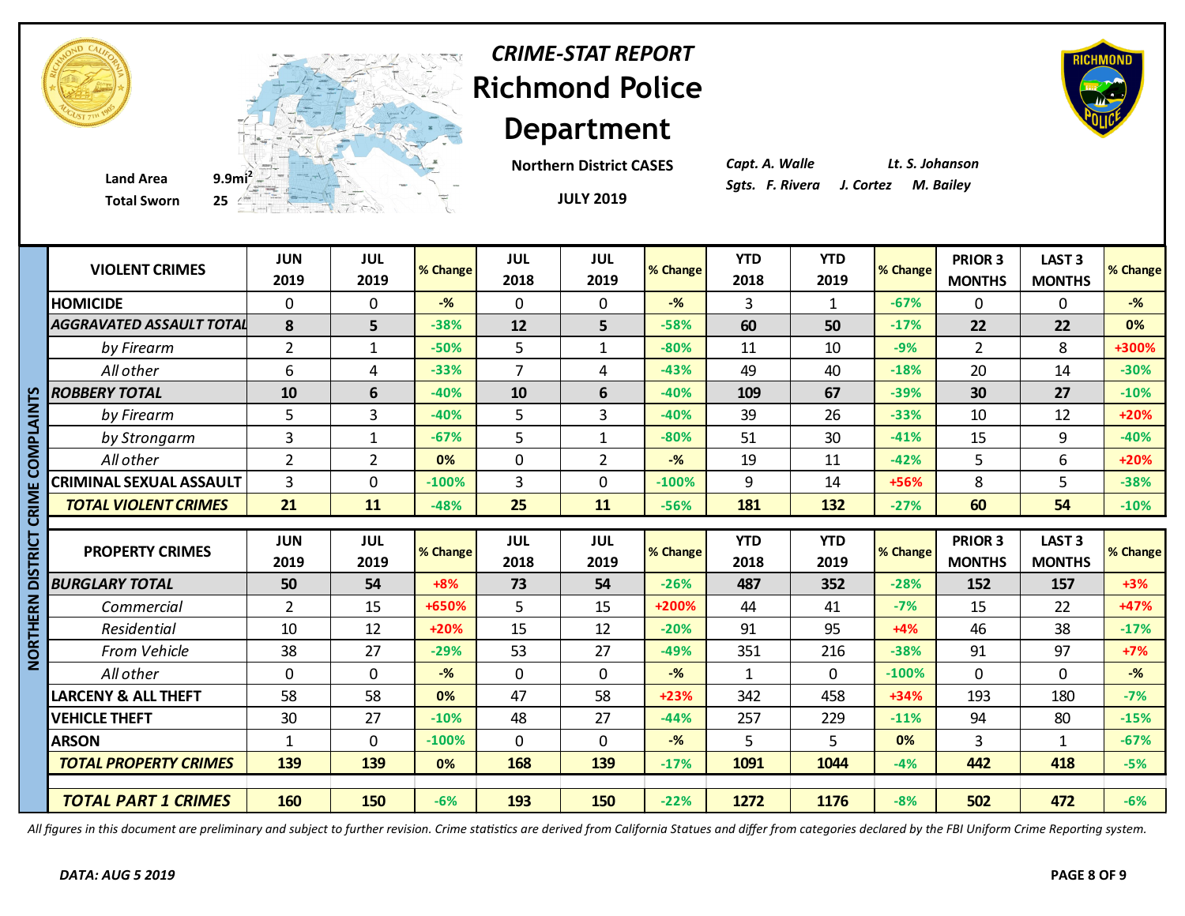# CRIME-STAT REPORT

# Richmond Police Department

**Northern District CASES**

**JULY 2019**

Land Area 9.9mi²

Total Sworn 25

*Capt. A. Walle* *Lt. S. Johanson*

*Sgts. F. Rivera* *J. Cortez* *M. Bailey*

**NORTHERN DISTRICT CRIME COMPLAINTS**

| VIOLENT CRIMES | JUN 2019 | JUL 2019 | % Change | JUL 2018 | JUL 2019 | % Change | YTD 2018 | YTD 2019 | % Change | PRIOR 3 MONTHS | LAST 3 MONTHS | % Change |
|---|---|---|---|---|---|---|---|---|---|---|---|---|
| **HOMICIDE** | 0 | 0 | -% | 0 | 0 | -% | 3 | 1 | -67% | 0 | 0 | -% |
| ***AGGRAVATED ASSAULT TOTAL*** | **8** | **5** | -38% | **12** | **5** | -58% | **60** | **50** | -17% | **22** | **22** | 0% |
| *by Firearm* | 2 | 1 | -50% | 5 | 1 | -80% | 11 | 10 | -9% | 2 | 8 | +300% |
| *All other* | 6 | 4 | -33% | 7 | 4 | -43% | 49 | 40 | -18% | 20 | 14 | -30% |
| ***ROBBERY TOTAL*** | **10** | **6** | -40% | **10** | **6** | -40% | **109** | **67** | -39% | **30** | **27** | -10% |
| *by Firearm* | 5 | 3 | -40% | 5 | 3 | -40% | 39 | 26 | -33% | 10 | 12 | +20% |
| *by Strongarm* | 3 | 1 | -67% | 5 | 1 | -80% | 51 | 30 | -41% | 15 | 9 | -40% |
| *All other* | 2 | 2 | 0% | 0 | 2 | -% | 19 | 11 | -42% | 5 | 6 | +20% |
| **CRIMINAL SEXUAL ASSAULT** | 3 | 0 | -100% | 3 | 0 | -100% | 9 | 14 | +56% | 8 | 5 | -38% |
| ***TOTAL VIOLENT CRIMES*** | **21** | **11** | -48% | **25** | **11** | -56% | **181** | **132** | -27% | **60** | **54** | -10% |

| PROPERTY CRIMES | JUN 2019 | JUL 2019 | % Change | JUL 2018 | JUL 2019 | % Change | YTD 2018 | YTD 2019 | % Change | PRIOR 3 MONTHS | LAST 3 MONTHS | % Change |
|---|---|---|---|---|---|---|---|---|---|---|---|---|
| ***BURGLARY TOTAL*** | **50** | **54** | +8% | **73** | **54** | -26% | **487** | **352** | -28% | **152** | **157** | +3% |
| *Commercial* | 2 | 15 | +650% | 5 | 15 | +200% | 44 | 41 | -7% | 15 | 22 | +47% |
| *Residential* | 10 | 12 | +20% | 15 | 12 | -20% | 91 | 95 | +4% | 46 | 38 | -17% |
| *From Vehicle* | 38 | 27 | -29% | 53 | 27 | -49% | 351 | 216 | -38% | 91 | 97 | +7% |
| *All other* | 0 | 0 | -% | 0 | 0 | -% | 1 | 0 | -100% | 0 | 0 | -% |
| **LARCENY & ALL THEFT** | 58 | 58 | 0% | 47 | 58 | +23% | 342 | 458 | +34% | 193 | 180 | -7% |
| **VEHICLE THEFT** | 30 | 27 | -10% | 48 | 27 | -44% | 257 | 229 | -11% | 94 | 80 | -15% |
| **ARSON** | 1 | 0 | -100% | 0 | 0 | -% | 5 | 5 | 0% | 3 | 1 | -67% |
| ***TOTAL PROPERTY CRIMES*** | **139** | **139** | 0% | **168** | **139** | -17% | **1091** | **1044** | -4% | **442** | **418** | -5% |
| ***TOTAL PART 1 CRIMES*** | **160** | **150** | -6% | **193** | **150** | -22% | **1272** | **1176** | -8% | **502** | **472** | -6% |

*All figures in this document are preliminary and subject to further revision. Crime statistics are derived from California Statues and differ from categories declared by the FBI Uniform Crime Reporting system.*

***DATA: AUG 5 2019***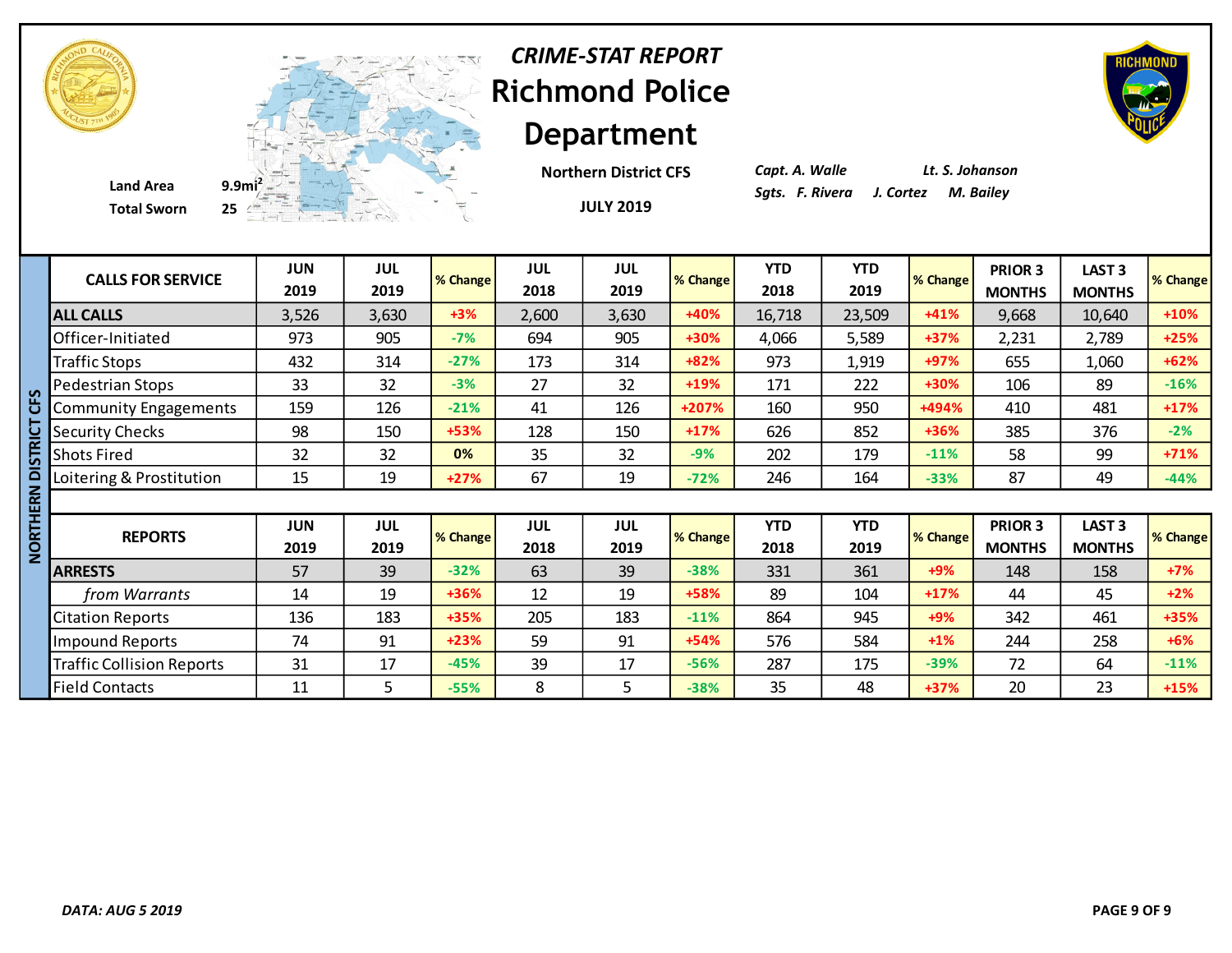# *CRIME-STAT REPORT*

# Richmond Police Department

Land Area 9.9mi[2]
Total Sworn 25

**Northern District CFS**

**JULY 2019**

*Capt. A. Walle* *Lt. S. Johanson*
*Sgts. F. Rivera J. Cortez M. Bailey*

**NORTHERN DISTRICT CFS**

| CALLS FOR SERVICE | JUN 2019 | JUL 2019 | % Change | JUL 2018 | JUL 2019 | % Change | YTD 2018 | YTD 2019 | % Change | PRIOR 3 MONTHS | LAST 3 MONTHS | % Change |
|---|---|---|---|---|---|---|---|---|---|---|---|---|
| **ALL CALLS** | 3,526 | 3,630 | +3% | 2,600 | 3,630 | +40% | 16,718 | 23,509 | +41% | 9,668 | 10,640 | +10% |
| Officer-Initiated | 973 | 905 | -7% | 694 | 905 | +30% | 4,066 | 5,589 | +37% | 2,231 | 2,789 | +25% |
| Traffic Stops | 432 | 314 | -27% | 173 | 314 | +82% | 973 | 1,919 | +97% | 655 | 1,060 | +62% |
| Pedestrian Stops | 33 | 32 | -3% | 27 | 32 | +19% | 171 | 222 | +30% | 106 | 89 | -16% |
| Community Engagements | 159 | 126 | -21% | 41 | 126 | +207% | 160 | 950 | +494% | 410 | 481 | +17% |
| Security Checks | 98 | 150 | +53% | 128 | 150 | +17% | 626 | 852 | +36% | 385 | 376 | -2% |
| Shots Fired | 32 | 32 | 0% | 35 | 32 | -9% | 202 | 179 | -11% | 58 | 99 | +71% |
| Loitering & Prostitution | 15 | 19 | +27% | 67 | 19 | -72% | 246 | 164 | -33% | 87 | 49 | -44% |

| REPORTS | JUN 2019 | JUL 2019 | % Change | JUL 2018 | JUL 2019 | % Change | YTD 2018 | YTD 2019 | % Change | PRIOR 3 MONTHS | LAST 3 MONTHS | % Change |
|---|---|---|---|---|---|---|---|---|---|---|---|---|
| **ARRESTS** | 57 | 39 | -32% | 63 | 39 | -38% | 331 | 361 | +9% | 148 | 158 | +7% |
| *from Warrants* | 14 | 19 | +36% | 12 | 19 | +58% | 89 | 104 | +17% | 44 | 45 | +2% |
| Citation Reports | 136 | 183 | +35% | 205 | 183 | -11% | 864 | 945 | +9% | 342 | 461 | +35% |
| Impound Reports | 74 | 91 | +23% | 59 | 91 | +54% | 576 | 584 | +1% | 244 | 258 | +6% |
| Traffic Collision Reports | 31 | 17 | -45% | 39 | 17 | -56% | 287 | 175 | -39% | 72 | 64 | -11% |
| Field Contacts | 11 | 5 | -55% | 8 | 5 | -38% | 35 | 48 | +37% | 20 | 23 | +15% |

*DATA: AUG 5 2019*